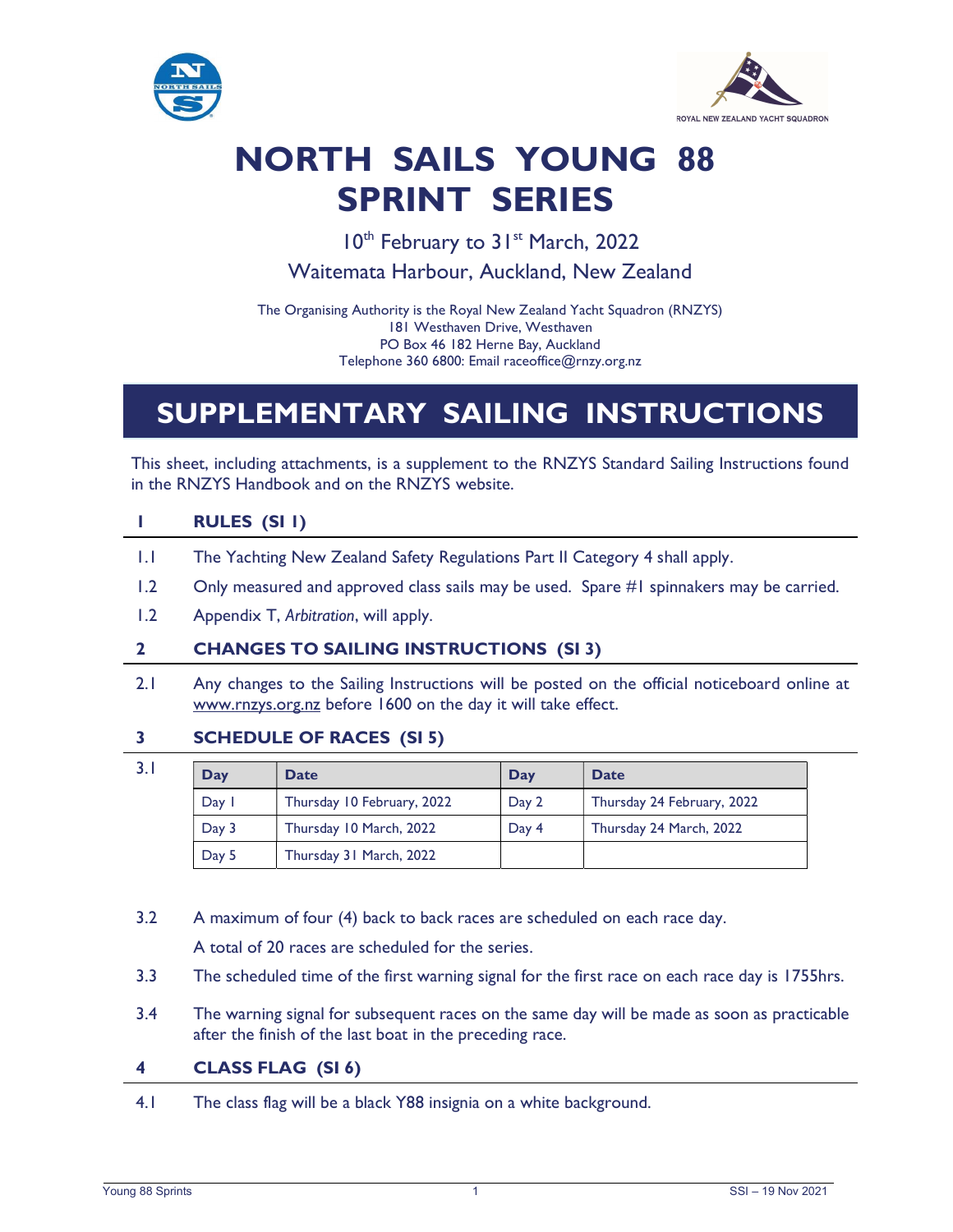# NORTH SAILS YOUNG 88 SPRINT SERIES

10th February to 31st March, 2022

Waitemata Harbour, Auckland, New Zealand

The Organising Authority is the Royal New Zealand Yacht Squadron (RNZYS)
181 Westhaven Drive, Westhaven
PO Box 46 182 Herne Bay, Auckland
Telephone 360 6800: Email raceoffice@rnzy.org.nz

# SUPPLEMENTARY SAILING INSTRUCTIONS

This sheet, including attachments, is a supplement to the RNZYS Standard Sailing Instructions found in the RNZYS Handbook and on the RNZYS website.

## 1 RULES (SI 1)

1.1 The Yachting New Zealand Safety Regulations Part II Category 4 shall apply.

1.2 Only measured and approved class sails may be used. Spare #1 spinnakers may be carried.

1.2 Appendix T, *Arbitration*, will apply.

## 2 CHANGES TO SAILING INSTRUCTIONS (SI 3)

2.1 Any changes to the Sailing Instructions will be posted on the official noticeboard online at www.rnzys.org.nz before 1600 on the day it will take effect.

## 3 SCHEDULE OF RACES (SI 5)

3.1

| Day | Date | Day | Date |
|---|---|---|---|
| Day 1 | Thursday 10 February, 2022 | Day 2 | Thursday 24 February, 2022 |
| Day 3 | Thursday 10 March, 2022 | Day 4 | Thursday 24 March, 2022 |
| Day 5 | Thursday 31 March, 2022 | | |

3.2 A maximum of four (4) back to back races are scheduled on each race day.

A total of 20 races are scheduled for the series.

3.3 The scheduled time of the first warning signal for the first race on each race day is 1755hrs.

3.4 The warning signal for subsequent races on the same day will be made as soon as practicable after the finish of the last boat in the preceding race.

## 4 CLASS FLAG (SI 6)

4.1 The class flag will be a black Y88 insignia on a white background.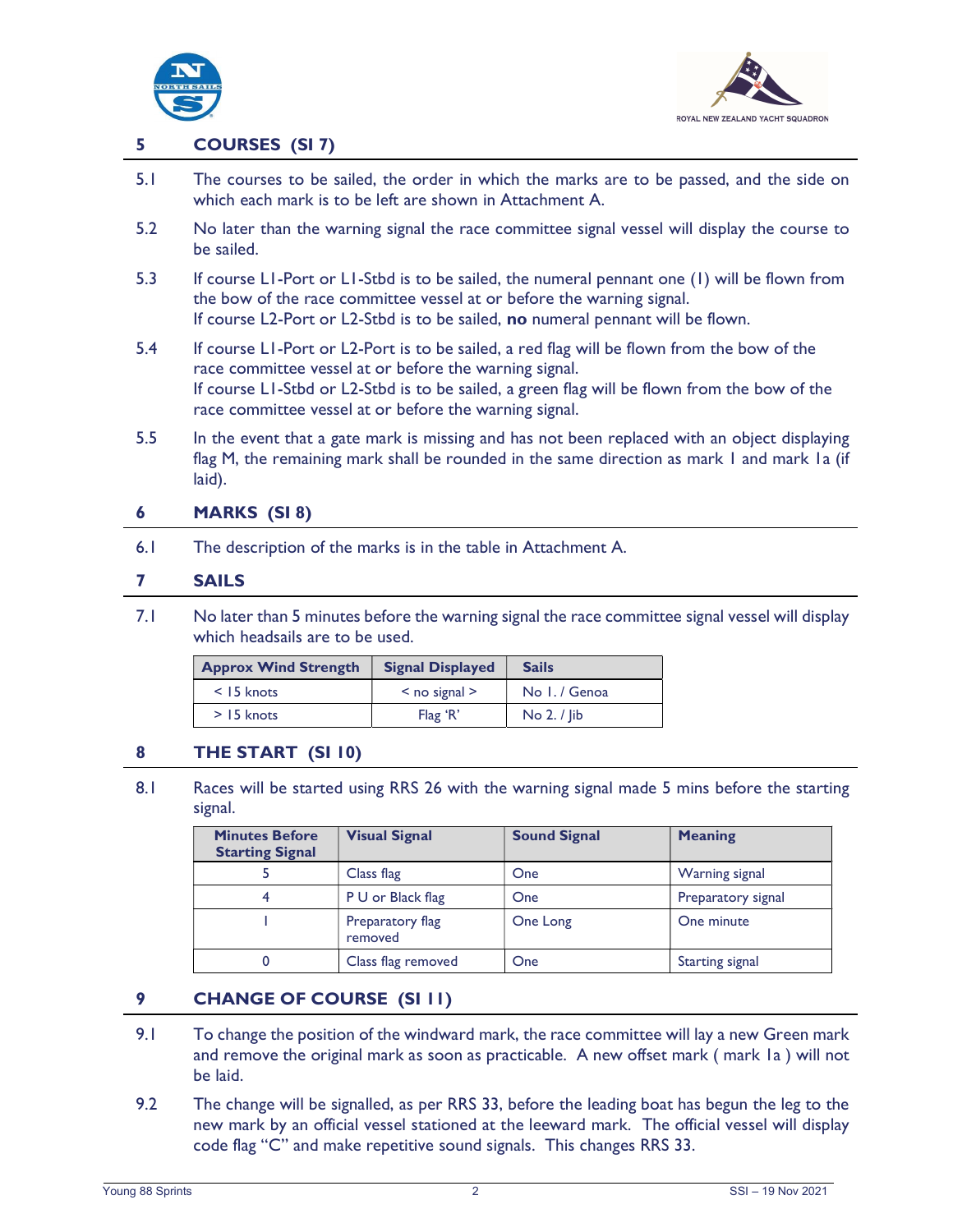## 5 COURSES (SI 7)

5.1 The courses to be sailed, the order in which the marks are to be passed, and the side on which each mark is to be left are shown in Attachment A.

5.2 No later than the warning signal the race committee signal vessel will display the course to be sailed.

5.3 If course L1-Port or L1-Stbd is to be sailed, the numeral pennant one (1) will be flown from the bow of the race committee vessel at or before the warning signal.
If course L2-Port or L2-Stbd is to be sailed, **no** numeral pennant will be flown.

5.4 If course L1-Port or L2-Port is to be sailed, a red flag will be flown from the bow of the race committee vessel at or before the warning signal.
If course L1-Stbd or L2-Stbd is to be sailed, a green flag will be flown from the bow of the race committee vessel at or before the warning signal.

5.5 In the event that a gate mark is missing and has not been replaced with an object displaying flag M, the remaining mark shall be rounded in the same direction as mark 1 and mark 1a (if laid).

## 6 MARKS (SI 8)

6.1 The description of the marks is in the table in Attachment A.

## 7 SAILS

7.1 No later than 5 minutes before the warning signal the race committee signal vessel will display which headsails are to be used.

| Approx Wind Strength | Signal Displayed | Sails |
|---|---|---|
| < 15 knots | < no signal > | No 1. / Genoa |
| > 15 knots | Flag 'R' | No 2. / Jib |

## 8 THE START (SI 10)

8.1 Races will be started using RRS 26 with the warning signal made 5 mins before the starting signal.

| Minutes Before Starting Signal | Visual Signal | Sound Signal | Meaning |
|---|---|---|---|
| 5 | Class flag | One | Warning signal |
| 4 | P U or Black flag | One | Preparatory signal |
| 1 | Preparatory flag removed | One Long | One minute |
| 0 | Class flag removed | One | Starting signal |

## 9 CHANGE OF COURSE (SI 11)

9.1 To change the position of the windward mark, the race committee will lay a new Green mark and remove the original mark as soon as practicable. A new offset mark ( mark 1a ) will not be laid.

9.2 The change will be signalled, as per RRS 33, before the leading boat has begun the leg to the new mark by an official vessel stationed at the leeward mark. The official vessel will display code flag "C" and make repetitive sound signals. This changes RRS 33.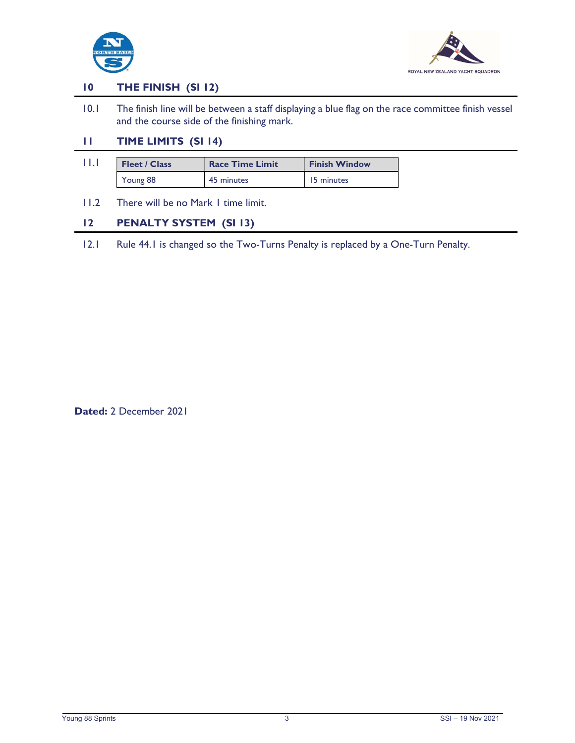## 10 THE FINISH (SI 12)

10.1 The finish line will be between a staff displaying a blue flag on the race committee finish vessel and the course side of the finishing mark.

## 11 TIME LIMITS (SI 14)

11.1

| Fleet / Class | Race Time Limit | Finish Window |
|---|---|---|
| Young 88 | 45 minutes | 15 minutes |

11.2 There will be no Mark 1 time limit.

## 12 PENALTY SYSTEM (SI 13)

12.1 Rule 44.1 is changed so the Two-Turns Penalty is replaced by a One-Turn Penalty.

**Dated:** 2 December 2021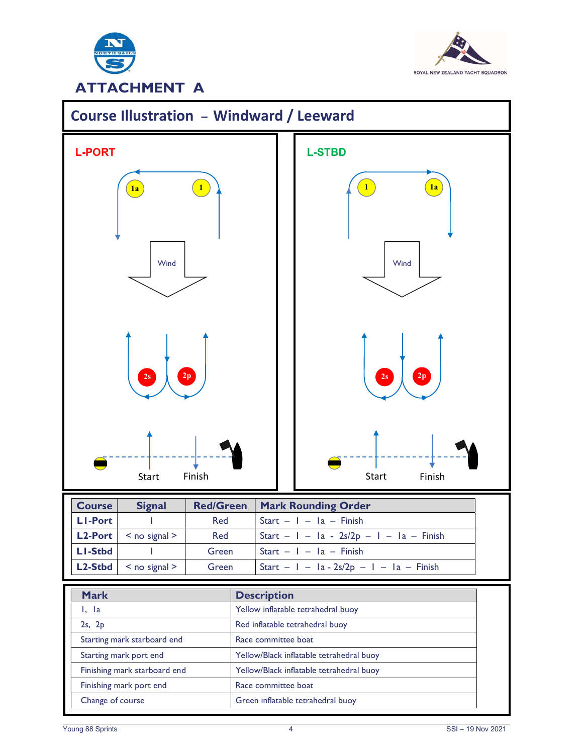# ATTACHMENT A

## Course Illustration – Windward / Leeward

**L-PORT**

1a
1
Wind
2s
2p
Start
Finish

**L-STBD**

1
1a
Wind
2s
2p
Start
Finish

| Course | Signal | Red/Green | Mark Rounding Order |
|---|---|---|---|
| L1-Port | 1 | Red | Start – 1 – 1a – Finish |
| L2-Port | < no signal > | Red | Start – 1 – 1a - 2s/2p – 1 – 1a – Finish |
| L1-Stbd | 1 | Green | Start – 1 – 1a – Finish |
| L2-Stbd | < no signal > | Green | Start – 1 – 1a - 2s/2p – 1 – 1a – Finish |

| Mark | Description |
|---|---|
| 1, 1a | Yellow inflatable tetrahedral buoy |
| 2s, 2p | Red inflatable tetrahedral buoy |
| Starting mark starboard end | Race committee boat |
| Starting mark port end | Yellow/Black inflatable tetrahedral buoy |
| Finishing mark starboard end | Yellow/Black inflatable tetrahedral buoy |
| Finishing mark port end | Race committee boat |
| Change of course | Green inflatable tetrahedral buoy |